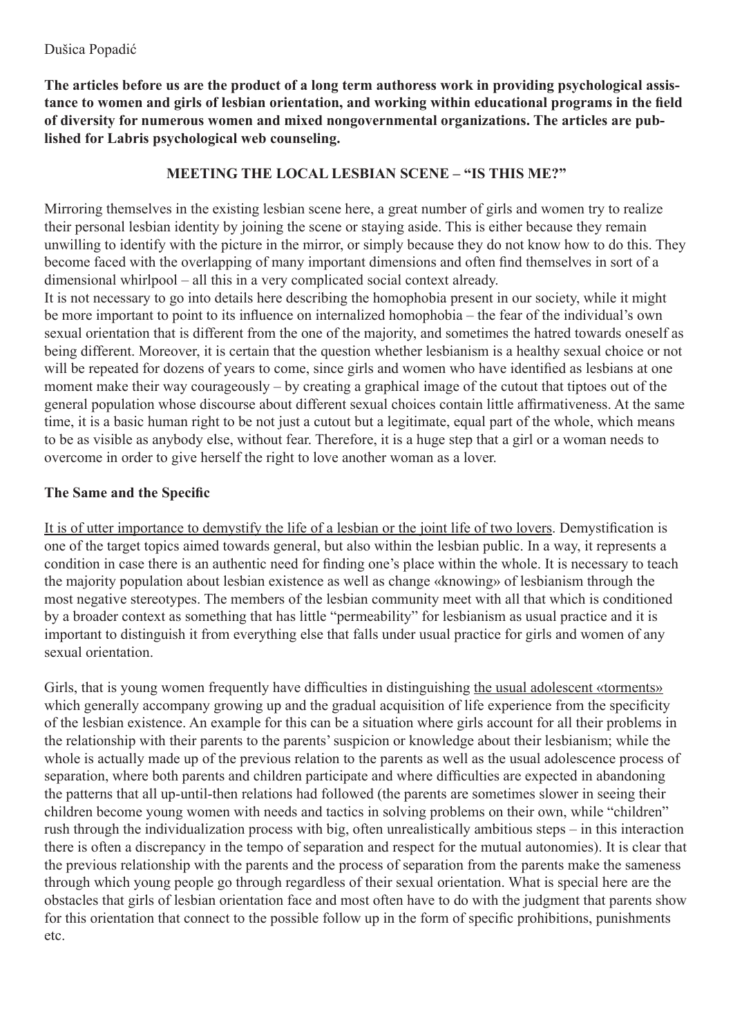Dušica Popadić

**The articles before us are the product of a long term authoress work in providing psychological assistance to women and girls of lesbian orientation, and working within educational programs in the field of diversity for numerous women and mixed nongovernmental organizations. The articles are published for Labris psychological web counseling.**

## MEETING THE LOCAL LESBIAN SCENE – "IS THIS ME?"

Mirroring themselves in the existing lesbian scene here, a great number of girls and women try to realize their personal lesbian identity by joining the scene or staying aside. This is either because they remain unwilling to identify with the picture in the mirror, or simply because they do not know how to do this. They become faced with the overlapping of many important dimensions and often find themselves in sort of a dimensional whirlpool – all this in a very complicated social context already.
It is not necessary to go into details here describing the homophobia present in our society, while it might be more important to point to its influence on internalized homophobia – the fear of the individual's own sexual orientation that is different from the one of the majority, and sometimes the hatred towards oneself as being different. Moreover, it is certain that the question whether lesbianism is a healthy sexual choice or not will be repeated for dozens of years to come, since girls and women who have identified as lesbians at one moment make their way courageously – by creating a graphical image of the cutout that tiptoes out of the general population whose discourse about different sexual choices contain little affirmativeness. At the same time, it is a basic human right to be not just a cutout but a legitimate, equal part of the whole, which means to be as visible as anybody else, without fear. Therefore, it is a huge step that a girl or a woman needs to overcome in order to give herself the right to love another woman as a lover.

### The Same and the Specific

<u>It is of utter importance to demystify the life of a lesbian or the joint life of two lovers</u>. Demystification is one of the target topics aimed towards general, but also within the lesbian public. In a way, it represents a condition in case there is an authentic need for finding one's place within the whole. It is necessary to teach the majority population about lesbian existence as well as change «knowing» of lesbianism through the most negative stereotypes. The members of the lesbian community meet with all that which is conditioned by a broader context as something that has little "permeability" for lesbianism as usual practice and it is important to distinguish it from everything else that falls under usual practice for girls and women of any sexual orientation.

Girls, that is young women frequently have difficulties in distinguishing <u>the usual adolescent «torments»</u> which generally accompany growing up and the gradual acquisition of life experience from the specificity of the lesbian existence. An example for this can be a situation where girls account for all their problems in the relationship with their parents to the parents' suspicion or knowledge about their lesbianism; while the whole is actually made up of the previous relation to the parents as well as the usual adolescence process of separation, where both parents and children participate and where difficulties are expected in abandoning the patterns that all up-until-then relations had followed (the parents are sometimes slower in seeing their children become young women with needs and tactics in solving problems on their own, while "children" rush through the individualization process with big, often unrealistically ambitious steps – in this interaction there is often a discrepancy in the tempo of separation and respect for the mutual autonomies). It is clear that the previous relationship with the parents and the process of separation from the parents make the sameness through which young people go through regardless of their sexual orientation. What is special here are the obstacles that girls of lesbian orientation face and most often have to do with the judgment that parents show for this orientation that connect to the possible follow up in the form of specific prohibitions, punishments etc.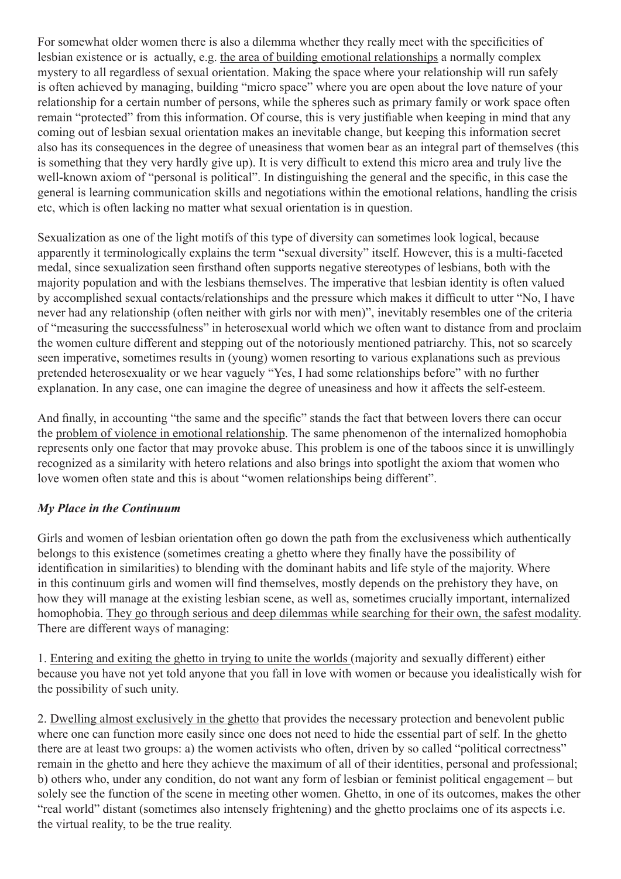For somewhat older women there is also a dilemma whether they really meet with the specificities of lesbian existence or is  actually, e.g. <u>the area of building emotional relationships</u> a normally complex mystery to all regardless of sexual orientation. Making the space where your relationship will run safely is often achieved by managing, building "micro space" where you are open about the love nature of your relationship for a certain number of persons, while the spheres such as primary family or work space often remain "protected" from this information. Of course, this is very justifiable when keeping in mind that any coming out of lesbian sexual orientation makes an inevitable change, but keeping this information secret also has its consequences in the degree of uneasiness that women bear as an integral part of themselves (this is something that they very hardly give up). It is very difficult to extend this micro area and truly live the well-known axiom of "personal is political". In distinguishing the general and the specific, in this case the general is learning communication skills and negotiations within the emotional relations, handling the crisis etc, which is often lacking no matter what sexual orientation is in question.

Sexualization as one of the light motifs of this type of diversity can sometimes look logical, because apparently it terminologically explains the term "sexual diversity" itself. However, this is a multi-faceted medal, since sexualization seen firsthand often supports negative stereotypes of lesbians, both with the majority population and with the lesbians themselves. The imperative that lesbian identity is often valued by accomplished sexual contacts/relationships and the pressure which makes it difficult to utter "No, I have never had any relationship (often neither with girls nor with men)", inevitably resembles one of the criteria of "measuring the successfulness" in heterosexual world which we often want to distance from and proclaim the women culture different and stepping out of the notoriously mentioned patriarchy. This, not so scarcely seen imperative, sometimes results in (young) women resorting to various explanations such as previous pretended heterosexuality or we hear vaguely "Yes, I had some relationships before" with no further explanation. In any case, one can imagine the degree of uneasiness and how it affects the self-esteem.

And finally, in accounting "the same and the specific" stands the fact that between lovers there can occur the <u>problem of violence in emotional relationship</u>. The same phenomenon of the internalized homophobia represents only one factor that may provoke abuse. This problem is one of the taboos since it is unwillingly recognized as a similarity with hetero relations and also brings into spotlight the axiom that women who love women often state and this is about "women relationships being different".

***My Place in the Continuum***

Girls and women of lesbian orientation often go down the path from the exclusiveness which authentically belongs to this existence (sometimes creating a ghetto where they finally have the possibility of identification in similarities) to blending with the dominant habits and life style of the majority. Where in this continuum girls and women will find themselves, mostly depends on the prehistory they have, on how they will manage at the existing lesbian scene, as well as, sometimes crucially important, internalized homophobia. <u>They go through serious and deep dilemmas while searching for their own, the safest modality</u>. There are different ways of managing:

1. <u>Entering and exiting the ghetto in trying to unite the worlds</u> (majority and sexually different) either because you have not yet told anyone that you fall in love with women or because you idealistically wish for the possibility of such unity.

2. <u>Dwelling almost exclusively in the ghetto</u> that provides the necessary protection and benevolent public where one can function more easily since one does not need to hide the essential part of self. In the ghetto there are at least two groups: a) the women activists who often, driven by so called "political correctness" remain in the ghetto and here they achieve the maximum of all of their identities, personal and professional; b) others who, under any condition, do not want any form of lesbian or feminist political engagement – but solely see the function of the scene in meeting other women. Ghetto, in one of its outcomes, makes the other "real world" distant (sometimes also intensely frightening) and the ghetto proclaims one of its aspects i.e. the virtual reality, to be the true reality.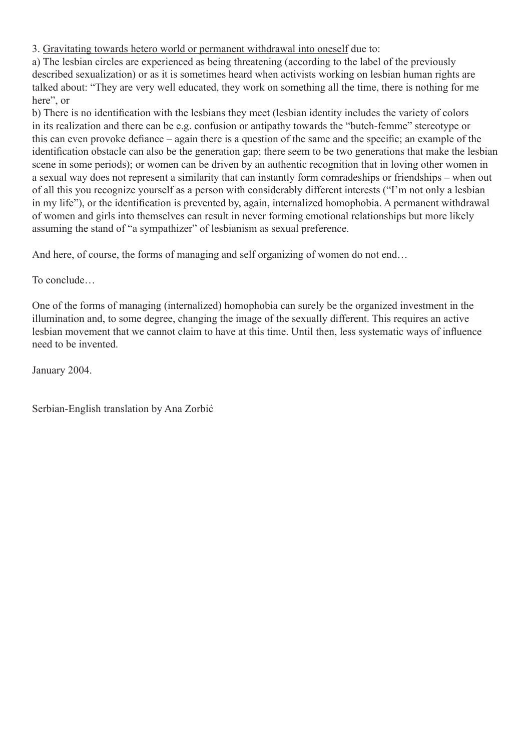3. Gravitating towards hetero world or permanent withdrawal into oneself due to:

a) The lesbian circles are experienced as being threatening (according to the label of the previously described sexualization) or as it is sometimes heard when activists working on lesbian human rights are talked about: "They are very well educated, they work on something all the time, there is nothing for me here", or

b) There is no identification with the lesbians they meet (lesbian identity includes the variety of colors in its realization and there can be e.g. confusion or antipathy towards the "butch-femme" stereotype or this can even provoke defiance – again there is a question of the same and the specific; an example of the identification obstacle can also be the generation gap; there seem to be two generations that make the lesbian scene in some periods); or women can be driven by an authentic recognition that in loving other women in a sexual way does not represent a similarity that can instantly form comradeships or friendships – when out of all this you recognize yourself as a person with considerably different interests ("I'm not only a lesbian in my life"), or the identification is prevented by, again, internalized homophobia. A permanent withdrawal of women and girls into themselves can result in never forming emotional relationships but more likely assuming the stand of "a sympathizer" of lesbianism as sexual preference.

And here, of course, the forms of managing and self organizing of women do not end…

To conclude…

One of the forms of managing (internalized) homophobia can surely be the organized investment in the illumination and, to some degree, changing the image of the sexually different. This requires an active lesbian movement that we cannot claim to have at this time. Until then, less systematic ways of influence need to be invented.

January 2004.

Serbian-English translation by Ana Zorbić